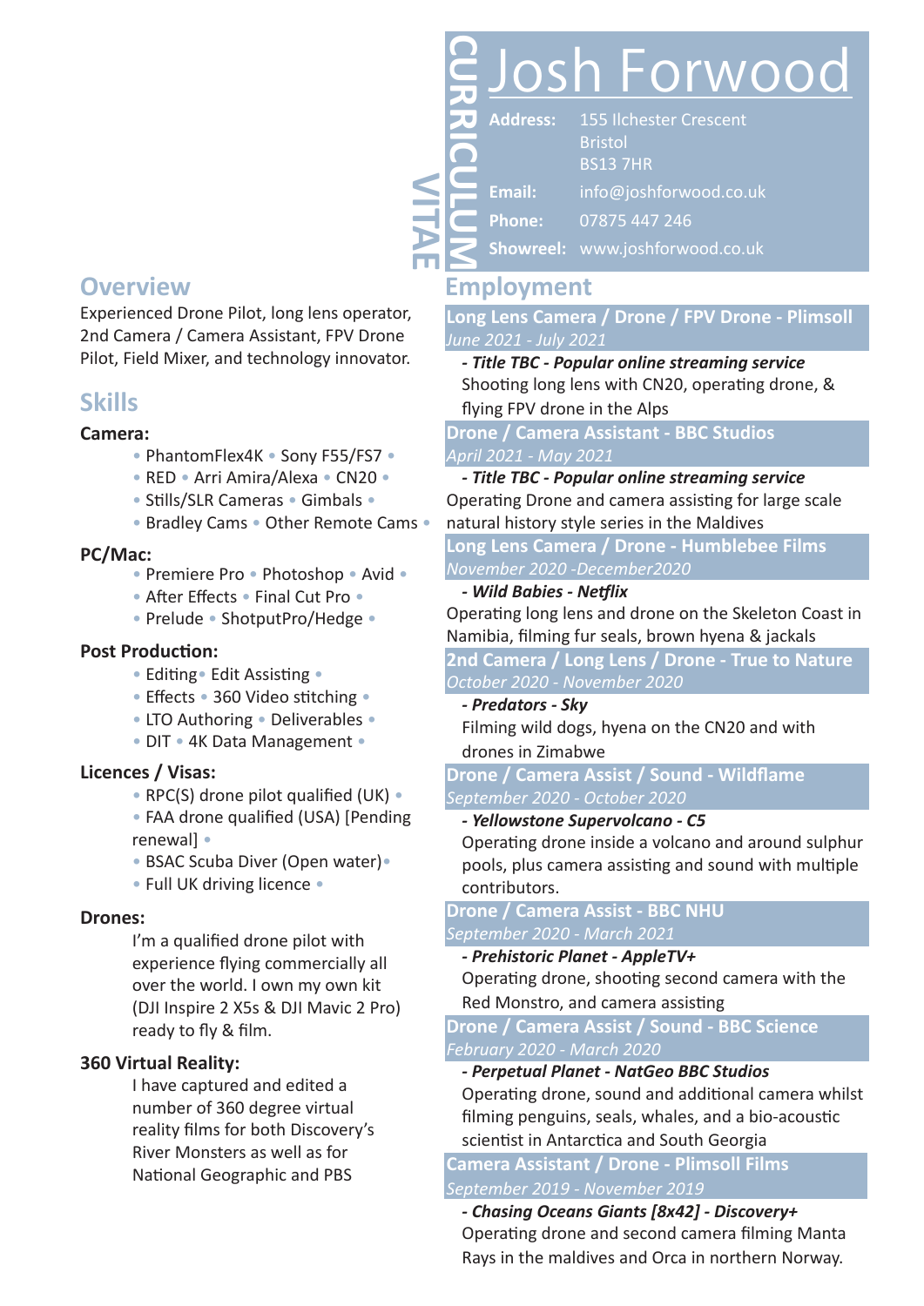# Josh Forwood

CURRICULUM VITAE

**Address:** 155 Ilchester Crescent
Bristol
BS13 7HR

**Email:** info@joshforwood.co.uk

**Phone:** 07875 447 246

**Showreel:** www.joshforwood.co.uk

## Overview

Experienced Drone Pilot, long lens operator, 2nd Camera / Camera Assistant, FPV Drone Pilot, Field Mixer, and technology innovator.

## Skills

### Camera:

- PhantomFlex4K • Sony F55/FS7 •
- RED • Arri Amira/Alexa • CN20 •
- Stills/SLR Cameras • Gimbals •
- Bradley Cams • Other Remote Cams •

### PC/Mac:

- Premiere Pro • Photoshop • Avid •
- After Effects • Final Cut Pro •
- Prelude • ShotputPro/Hedge •

### Post Production:

- Editing • Edit Assisting •
- Effects • 360 Video stitching •
- LTO Authoring • Deliverables •
- DIT • 4K Data Management •

### Licences / Visas:

- RPC(S) drone pilot qualified (UK) •
- FAA drone qualified (USA) [Pending renewal] •
- BSAC Scuba Diver (Open water) •
- Full UK driving licence •

### Drones:

I'm a qualified drone pilot with experience flying commercially all over the world. I own my own kit (DJI Inspire 2 X5s & DJI Mavic 2 Pro) ready to fly & film.

### 360 Virtual Reality:

I have captured and edited a number of 360 degree virtual reality films for both Discovery's River Monsters as well as for National Geographic and PBS

## Employment

### Long Lens Camera / Drone / FPV Drone - Plimsoll

*June 2021 - July 2021*

***- Title TBC - Popular online streaming service***

Shooting long lens with CN20, operating drone, & flying FPV drone in the Alps

### Drone / Camera Assistant - BBC Studios

*April 2021 - May 2021*

***- Title TBC - Popular online streaming service***

Operating Drone and camera assisting for large scale natural history style series in the Maldives

### Long Lens Camera / Drone - Humblebee Films

*November 2020 -December2020*

***- Wild Babies - Netflix***

Operating long lens and drone on the Skeleton Coast in Namibia, filming fur seals, brown hyena & jackals

### 2nd Camera / Long Lens / Drone - True to Nature

*October 2020 - November 2020*

***- Predators - Sky***

Filming wild dogs, hyena on the CN20 and with drones in Zimabwe

### Drone / Camera Assist / Sound - Wildflame

*September 2020 - October 2020*

***- Yellowstone Supervolcano - C5***

Operating drone inside a volcano and around sulphur pools, plus camera assisting and sound with multiple contributors.

### Drone / Camera Assist - BBC NHU

*September 2020 - March 2021*

***- Prehistoric Planet - AppleTV+***

Operating drone, shooting second camera with the Red Monstro, and camera assisting

### Drone / Camera Assist / Sound - BBC Science

*February 2020 - March 2020*

***- Perpetual Planet - NatGeo BBC Studios***

Operating drone, sound and additional camera whilst filming penguins, seals, whales, and a bio-acoustic scientist in Antarctica and South Georgia

### Camera Assistant / Drone - Plimsoll Films

*September 2019 - November 2019*

***- Chasing Oceans Giants [8x42] - Discovery+***

Operating drone and second camera filming Manta Rays in the maldives and Orca in northern Norway.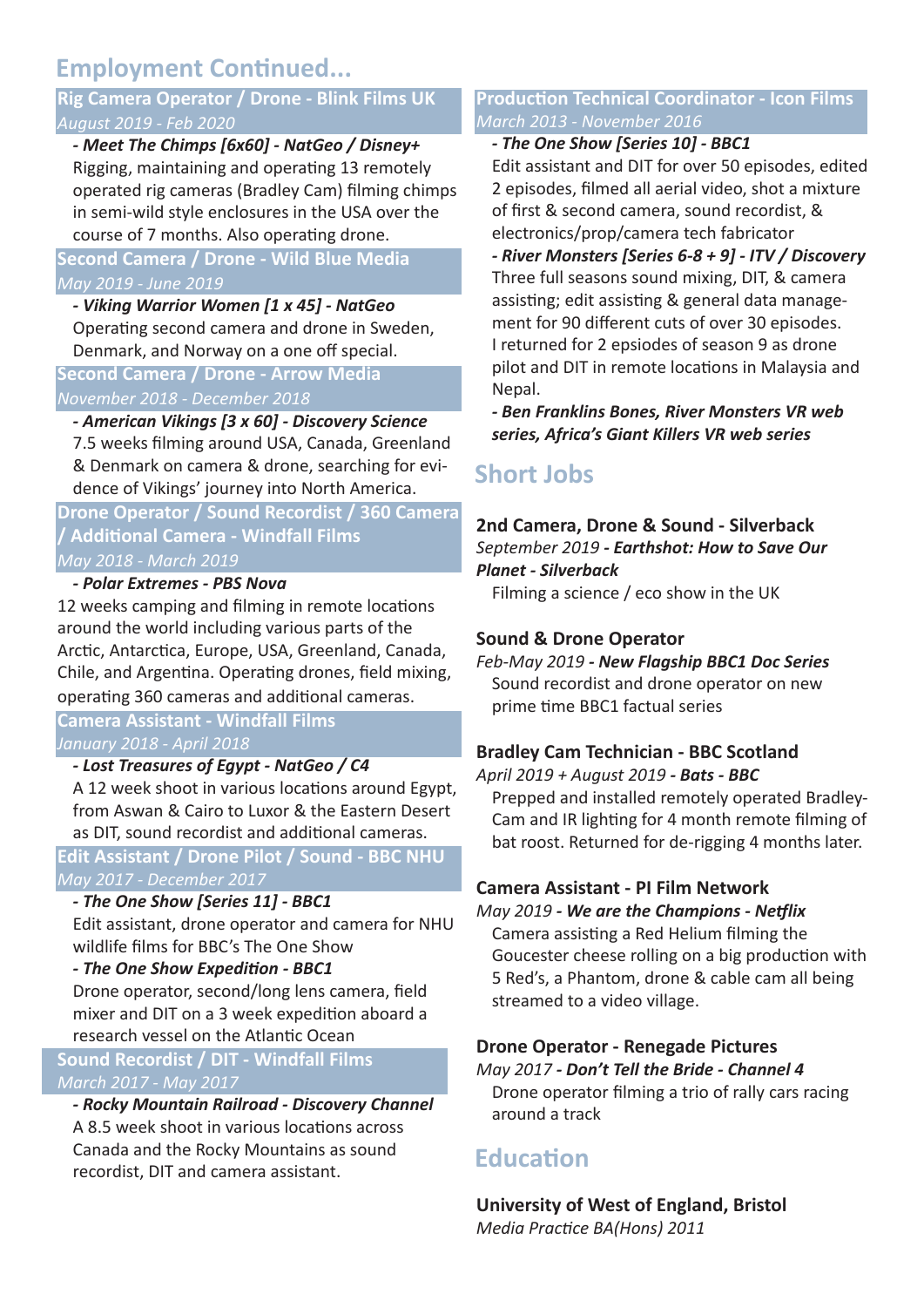## Employment Continued...

### Rig Camera Operator / Drone - Blink Films UK
*August 2019 - Feb 2020*

***- Meet The Chimps [6x60] - NatGeo / Disney+***
Rigging, maintaining and operating 13 remotely operated rig cameras (Bradley Cam) filming chimps in semi-wild style enclosures in the USA over the course of 7 months. Also operating drone.

### Second Camera / Drone - Wild Blue Media
*May 2019 - June 2019*

***- Viking Warrior Women [1 x 45] - NatGeo***
Operating second camera and drone in Sweden, Denmark, and Norway on a one off special.

### Second Camera / Drone - Arrow Media
*November 2018 - December 2018*

***- American Vikings [3 x 60] - Discovery Science***
7.5 weeks filming around USA, Canada, Greenland & Denmark on camera & drone, searching for evidence of Vikings' journey into North America.

### Drone Operator / Sound Recordist / 360 Camera / Additional Camera - Windfall Films
*May 2018 - March 2019*

***- Polar Extremes - PBS Nova***
12 weeks camping and filming in remote locations around the world including various parts of the Arctic, Antarctica, Europe, USA, Greenland, Canada, Chile, and Argentina. Operating drones, field mixing, operating 360 cameras and additional cameras.

### Camera Assistant - Windfall Films
*January 2018 - April 2018*

***- Lost Treasures of Egypt - NatGeo / C4***
A 12 week shoot in various locations around Egypt, from Aswan & Cairo to Luxor & the Eastern Desert as DIT, sound recordist and additional cameras.

### Edit Assistant / Drone Pilot / Sound - BBC NHU
*May 2017 - December 2017*

***- The One Show [Series 11] - BBC1***
Edit assistant, drone operator and camera for NHU wildlife films for BBC's The One Show

***- The One Show Expedition - BBC1***
Drone operator, second/long lens camera, field mixer and DIT on a 3 week expedition aboard a research vessel on the Atlantic Ocean

### Sound Recordist / DIT - Windfall Films
*March 2017 - May 2017*

***- Rocky Mountain Railroad - Discovery Channel***
A 8.5 week shoot in various locations across Canada and the Rocky Mountains as sound recordist, DIT and camera assistant.

### Production Technical Coordinator - Icon Films
*March 2013 - November 2016*

***- The One Show [Series 10] - BBC1***
Edit assistant and DIT for over 50 episodes, edited 2 episodes, filmed all aerial video, shot a mixture of first & second camera, sound recordist, & electronics/prop/camera tech fabricator

***- River Monsters [Series 6-8 + 9] - ITV / Discovery***
Three full seasons sound mixing, DIT, & camera assisting; edit assisting & general data management for 90 different cuts of over 30 episodes. I returned for 2 epsiodes of season 9 as drone pilot and DIT in remote locations in Malaysia and Nepal.

***- Ben Franklins Bones, River Monsters VR web series, Africa's Giant Killers VR web series***

## Short Jobs

**2nd Camera, Drone & Sound - Silverback**
*September 2019* ***- Earthshot: How to Save Our Planet - Silverback***
Filming a science / eco show in the UK

**Sound & Drone Operator**
*Feb-May 2019* ***- New Flagship BBC1 Doc Series***
Sound recordist and drone operator on new prime time BBC1 factual series

**Bradley Cam Technician - BBC Scotland**
*April 2019 + August 2019* ***- Bats - BBC***
Prepped and installed remotely operated Bradley-Cam and IR lighting for 4 month remote filming of bat roost. Returned for de-rigging 4 months later.

**Camera Assistant - PI Film Network**
*May 2019* ***- We are the Champions - Netflix***
Camera assisting a Red Helium filming the Goucester cheese rolling on a big production with 5 Red's, a Phantom, drone & cable cam all being streamed to a video village.

**Drone Operator - Renegade Pictures**
*May 2017* ***- Don't Tell the Bride - Channel 4***
Drone operator filming a trio of rally cars racing around a track

## Education

**University of West of England, Bristol**
*Media Practice BA(Hons) 2011*